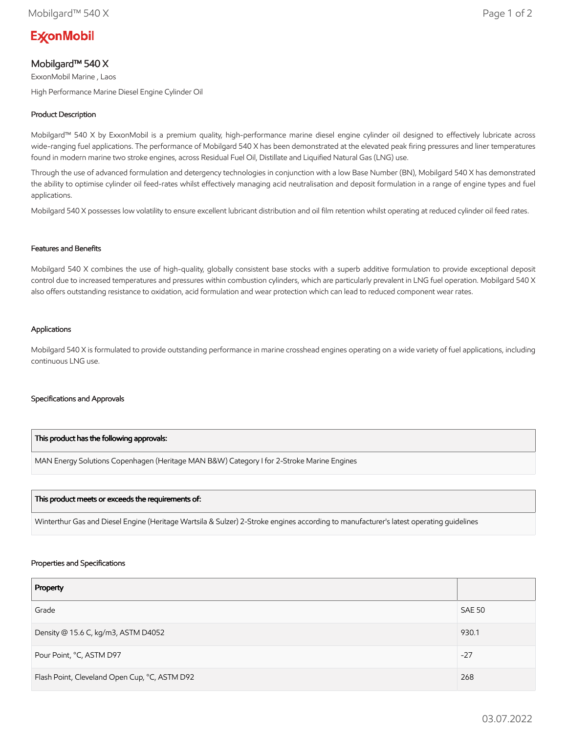ExxonMobil

# Mobilgard™ 540 X

ExxonMobil Marine , Laos

High Performance Marine Diesel Engine Cylinder Oil

## Product Description

Mobilgard™ 540 X by ExxonMobil is a premium quality, high-performance marine diesel engine cylinder oil designed to effectively lubricate across wide-ranging fuel applications. The performance of Mobilgard 540 X has been demonstrated at the elevated peak firing pressures and liner temperatures found in modern marine two stroke engines, across Residual Fuel Oil, Distillate and Liquified Natural Gas (LNG) use.

Through the use of advanced formulation and detergency technologies in conjunction with a low Base Number (BN), Mobilgard 540 X has demonstrated the ability to optimise cylinder oil feed-rates whilst effectively managing acid neutralisation and deposit formulation in a range of engine types and fuel applications.

Mobilgard 540 X possesses low volatility to ensure excellent lubricant distribution and oil film retention whilst operating at reduced cylinder oil feed rates.

## Features and Benefits

Mobilgard 540 X combines the use of high-quality, globally consistent base stocks with a superb additive formulation to provide exceptional deposit control due to increased temperatures and pressures within combustion cylinders, which are particularly prevalent in LNG fuel operation. Mobilgard 540 X also offers outstanding resistance to oxidation, acid formulation and wear protection which can lead to reduced component wear rates.

## Applications

Mobilgard 540 X is formulated to provide outstanding performance in marine crosshead engines operating on a wide variety of fuel applications, including continuous LNG use.

## Specifications and Approvals

| This product has the following approvals: |
|---|
| MAN Energy Solutions Copenhagen (Heritage MAN B&W) Category I for 2-Stroke Marine Engines |

| This product meets or exceeds the requirements of: |
|---|
| Winterthur Gas and Diesel Engine (Heritage Wartsila & Sulzer) 2-Stroke engines according to manufacturer's latest operating guidelines |

## Properties and Specifications

| Property | |
|---|---|
| Grade | SAE 50 |
| Density @ 15.6 C, kg/m3, ASTM D4052 | 930.1 |
| Pour Point, °C, ASTM D97 | -27 |
| Flash Point, Cleveland Open Cup, °C, ASTM D92 | 268 |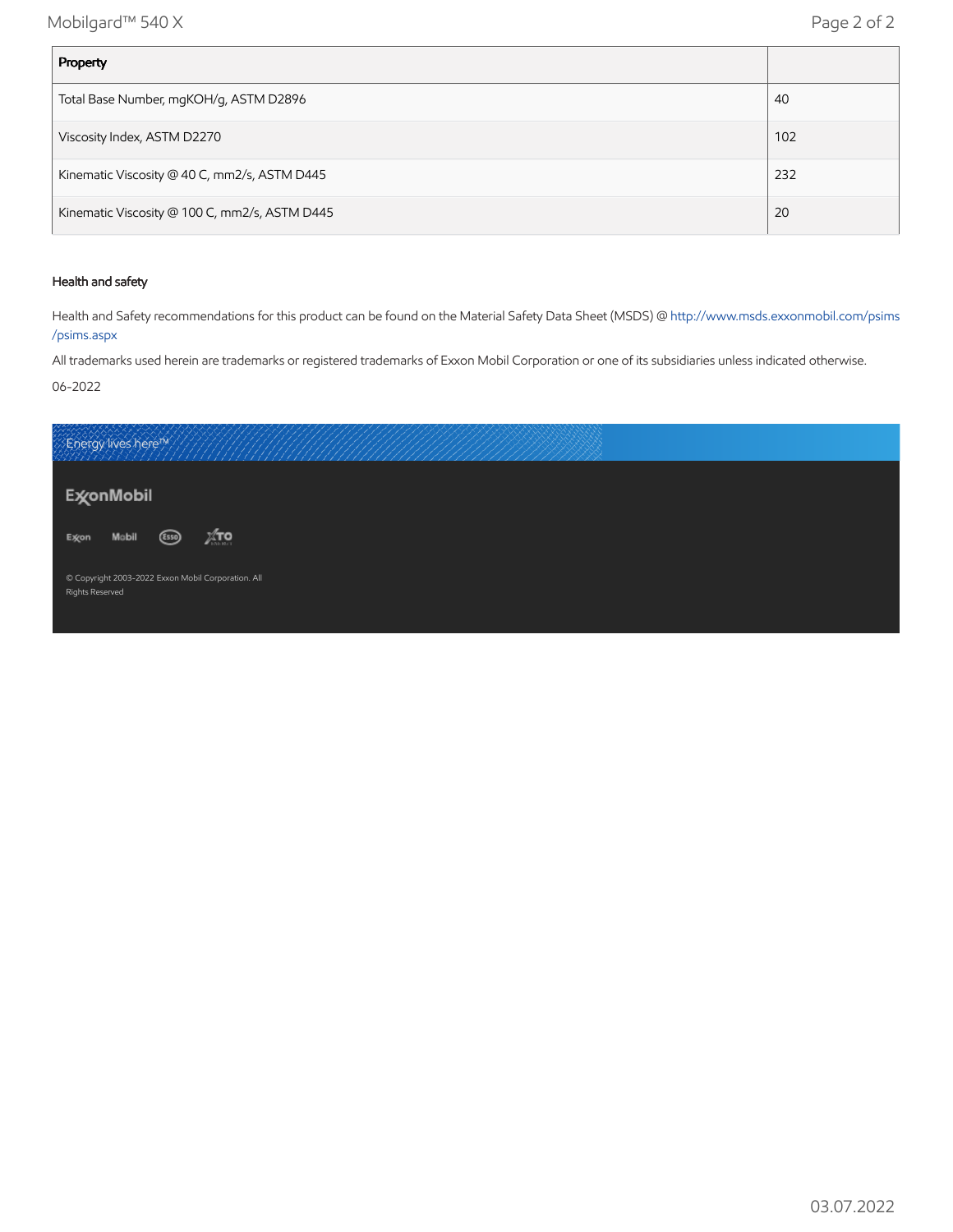| Property | |
|---|---|
| Total Base Number, mgKOH/g, ASTM D2896 | 40 |
| Viscosity Index, ASTM D2270 | 102 |
| Kinematic Viscosity @ 40 C, mm2/s, ASTM D445 | 232 |
| Kinematic Viscosity @ 100 C, mm2/s, ASTM D445 | 20 |

### Health and safety

Health and Safety recommendations for this product can be found on the Material Safety Data Sheet (MSDS) @ http://www.msds.exxonmobil.com/psims/psims.aspx

All trademarks used herein are trademarks or registered trademarks of Exxon Mobil Corporation or one of its subsidiaries unless indicated otherwise.

06-2022

Energy lives here™

ExxonMobil

Exxon Mobil Esso XTO

© Copyright 2003-2022 Exxon Mobil Corporation. All Rights Reserved